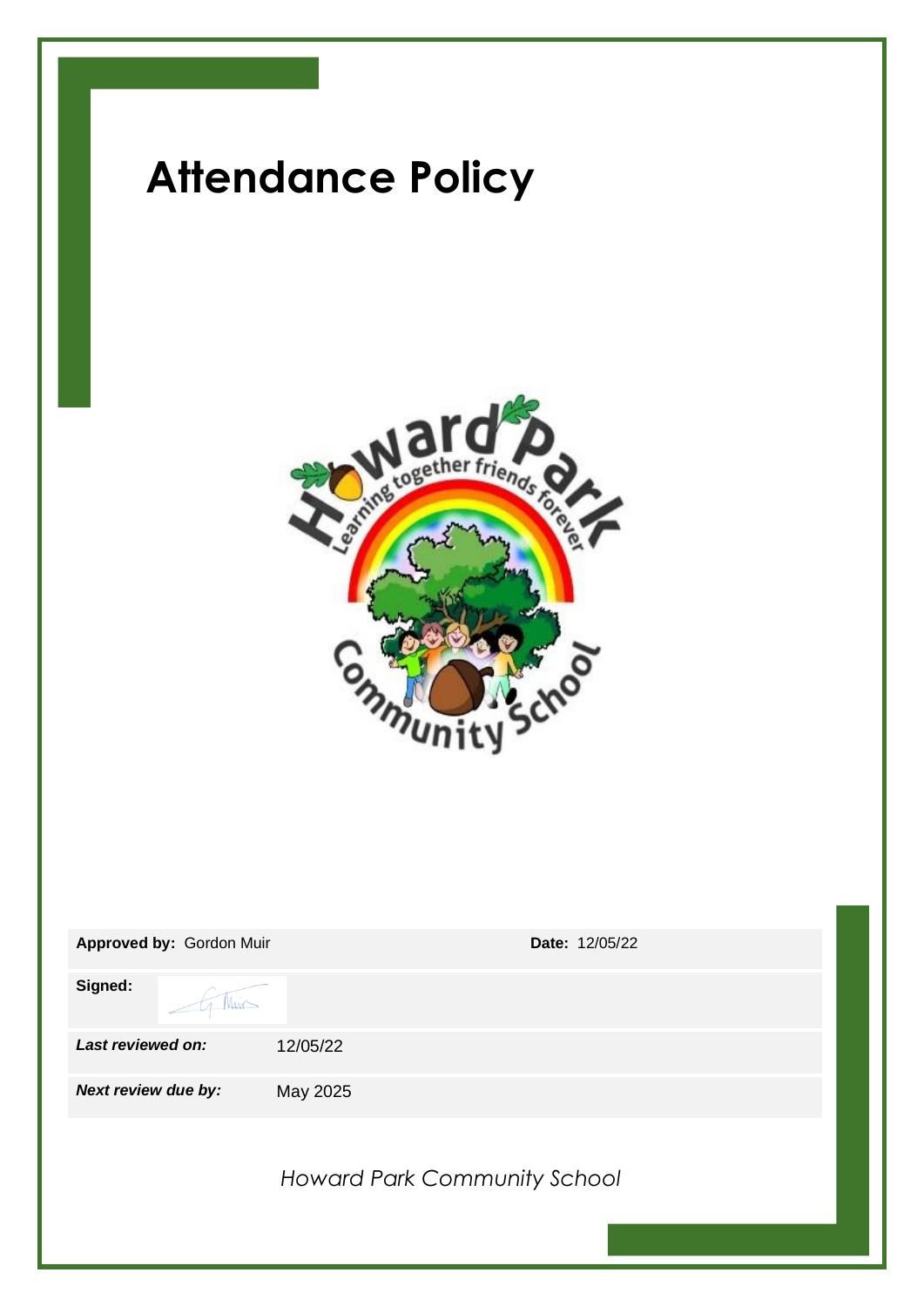# Attendance Policy

| | | | |
|---|---|---|---|
| **Approved by:** | Gordon Muir | **Date:** | 12/05/22 |
| **Signed:** | | | |
| ***Last reviewed on:*** | 12/05/22 | | |
| ***Next review due by:*** | May 2025 | | |

*Howard Park Community School*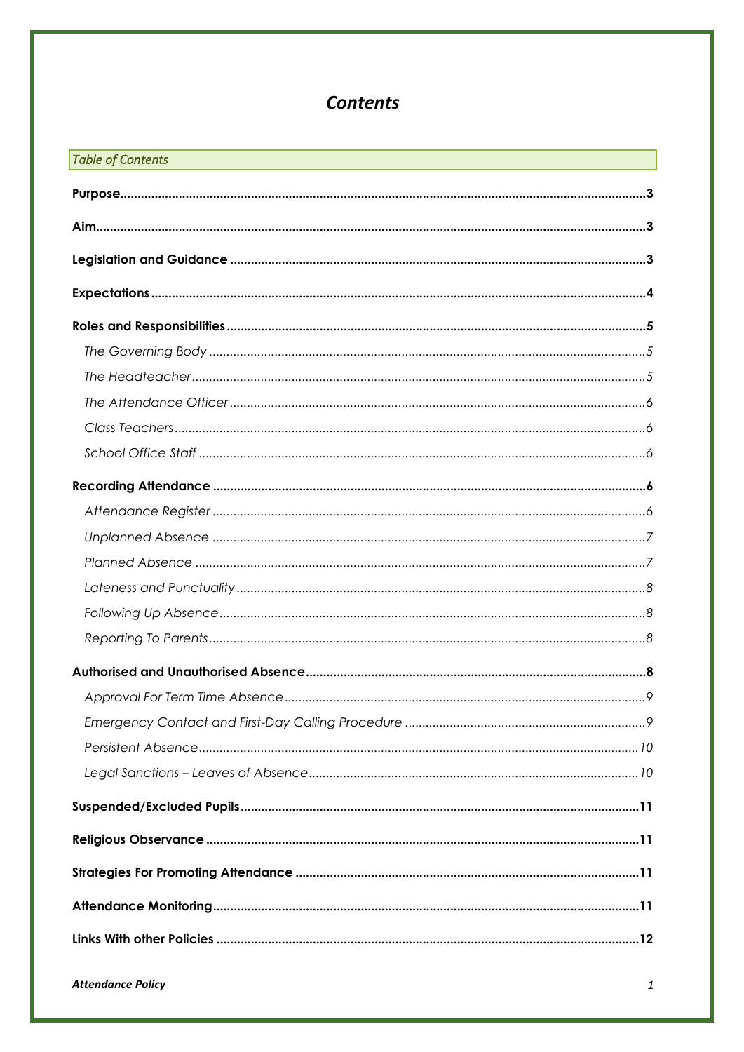# *Contents*

*Table of Contents*

**Purpose** .......... **3**

**Aim** .......... **3**

**Legislation and Guidance** .......... **3**

**Expectations** .......... **4**

**Roles and Responsibilities** .......... **5**

- *The Governing Body* .......... *5*
- *The Headteacher* .......... *5*
- *The Attendance Officer* .......... *6*
- *Class Teachers* .......... *6*
- *School Office Staff* .......... *6*

**Recording Attendance** .......... **6**

- *Attendance Register* .......... *6*
- *Unplanned Absence* .......... *7*
- *Planned Absence* .......... *7*
- *Lateness and Punctuality* .......... *8*
- *Following Up Absence* .......... *8*
- *Reporting To Parents* .......... *8*

**Authorised and Unauthorised Absence** .......... **8**

- *Approval For Term Time Absence* .......... *9*
- *Emergency Contact and First-Day Calling Procedure* .......... *9*
- *Persistent Absence* .......... *10*
- *Legal Sanctions – Leaves of Absence* .......... *10*

**Suspended/Excluded Pupils** .......... **11**

**Religious Observance** .......... **11**

**Strategies For Promoting Attendance** .......... **11**

**Attendance Monitoring** .......... **11**

**Links With other Policies** .......... **12**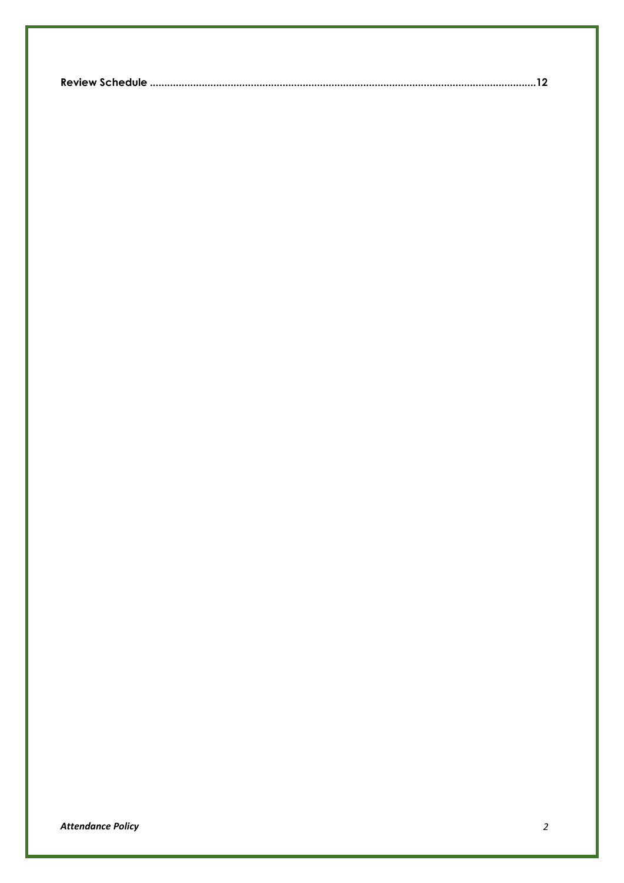**Review Schedule ..........................................................................................................................12**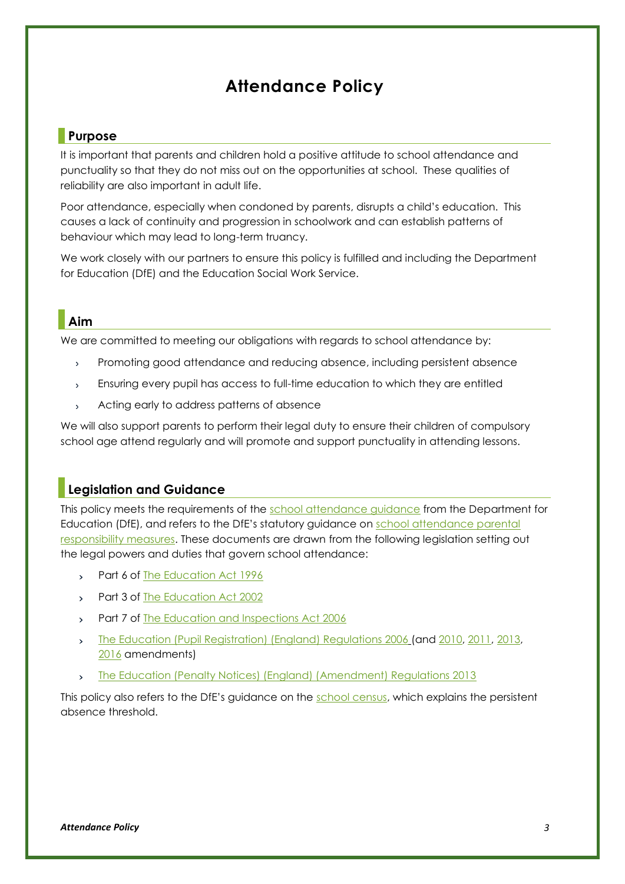# Attendance Policy

## Purpose

It is important that parents and children hold a positive attitude to school attendance and punctuality so that they do not miss out on the opportunities at school. These qualities of reliability are also important in adult life.

Poor attendance, especially when condoned by parents, disrupts a child's education. This causes a lack of continuity and progression in schoolwork and can establish patterns of behaviour which may lead to long-term truancy.

We work closely with our partners to ensure this policy is fulfilled and including the Department for Education (DfE) and the Education Social Work Service.

## Aim

We are committed to meeting our obligations with regards to school attendance by:

- Promoting good attendance and reducing absence, including persistent absence
- Ensuring every pupil has access to full-time education to which they are entitled
- Acting early to address patterns of absence

We will also support parents to perform their legal duty to ensure their children of compulsory school age attend regularly and will promote and support punctuality in attending lessons.

## Legislation and Guidance

This policy meets the requirements of the school attendance guidance from the Department for Education (DfE), and refers to the DfE's statutory guidance on school attendance parental responsibility measures. These documents are drawn from the following legislation setting out the legal powers and duties that govern school attendance:

- Part 6 of The Education Act 1996
- Part 3 of The Education Act 2002
- Part 7 of The Education and Inspections Act 2006
- The Education (Pupil Registration) (England) Regulations 2006 (and 2010, 2011, 2013, 2016 amendments)
- The Education (Penalty Notices) (England) (Amendment) Regulations 2013

This policy also refers to the DfE's guidance on the school census, which explains the persistent absence threshold.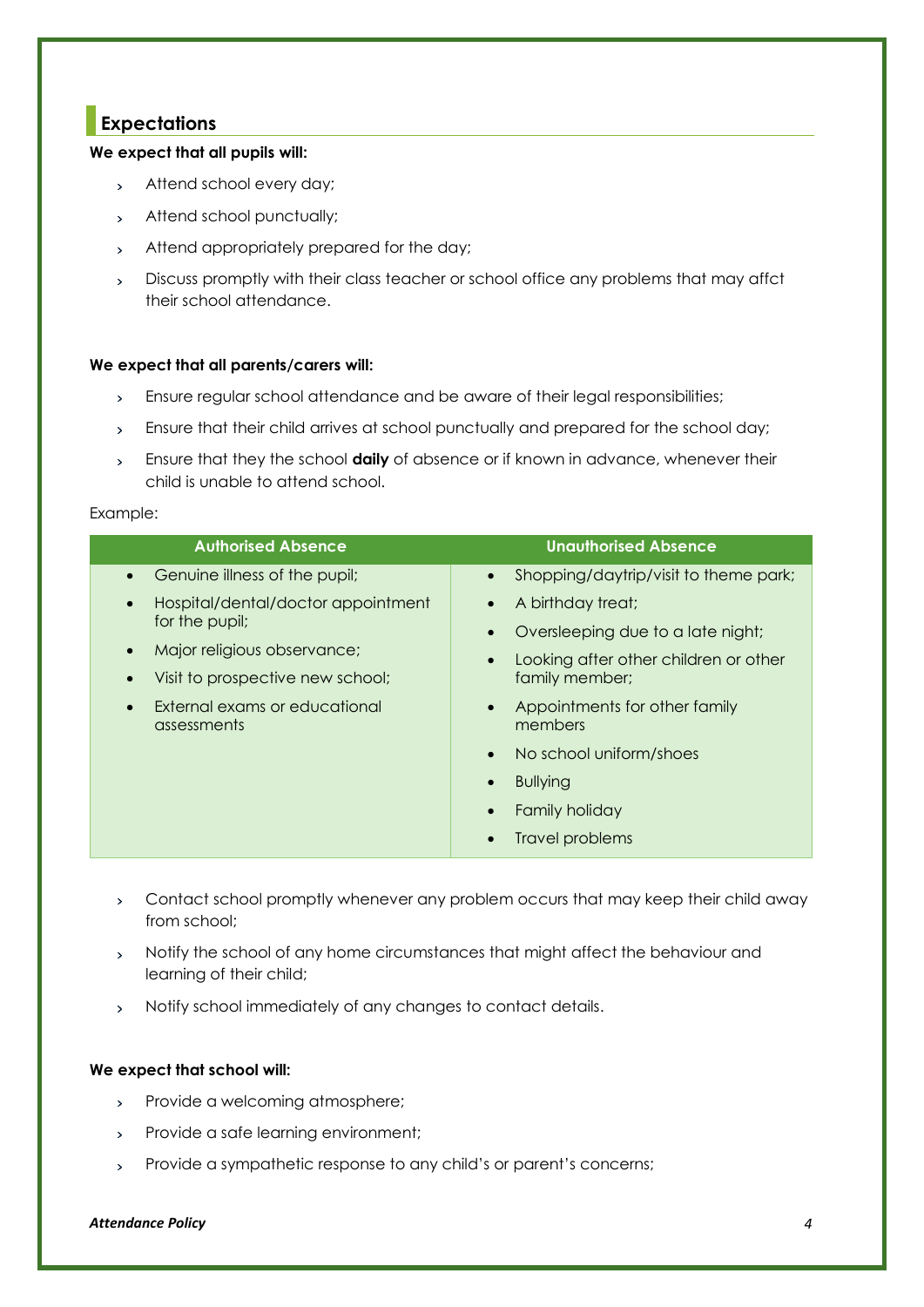## Expectations

**We expect that all pupils will:**

- Attend school every day;
- Attend school punctually;
- Attend appropriately prepared for the day;
- Discuss promptly with their class teacher or school office any problems that may affct their school attendance.

**We expect that all parents/carers will:**

- Ensure regular school attendance and be aware of their legal responsibilities;
- Ensure that their child arrives at school punctually and prepared for the school day;
- Ensure that they the school **daily** of absence or if known in advance, whenever their child is unable to attend school.

Example:

| Authorised Absence | Unauthorised Absence |
| --- | --- |
| • Genuine illness of the pupil;<br>• Hospital/dental/doctor appointment for the pupil;<br>• Major religious observance;<br>• Visit to prospective new school;<br>• External exams or educational assessments | • Shopping/daytrip/visit to theme park;<br>• A birthday treat;<br>• Oversleeping due to a late night;<br>• Looking after other children or other family member;<br>• Appointments for other family members<br>• No school uniform/shoes<br>• Bullying<br>• Family holiday<br>• Travel problems |

- Contact school promptly whenever any problem occurs that may keep their child away from school;
- Notify the school of any home circumstances that might affect the behaviour and learning of their child;
- Notify school immediately of any changes to contact details.

**We expect that school will:**

- Provide a welcoming atmosphere;
- Provide a safe learning environment;
- Provide a sympathetic response to any child's or parent's concerns;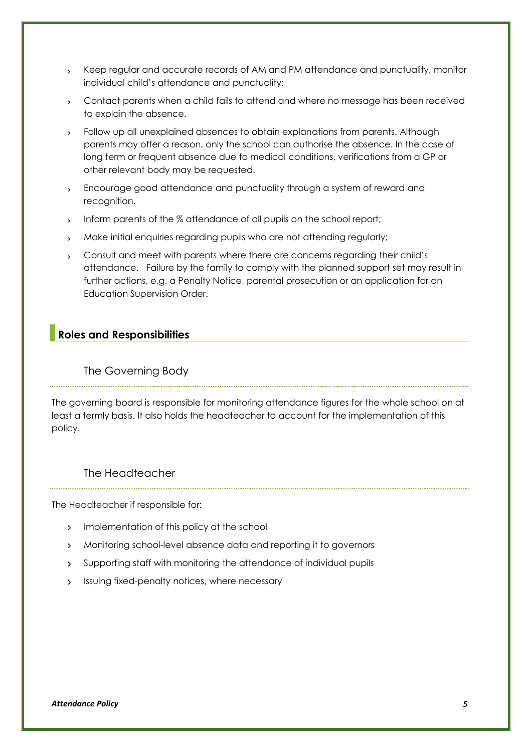- Keep regular and accurate records of AM and PM attendance and punctuality, monitor individual child's attendance and punctuality;
- Contact parents when a child fails to attend and where no message has been received to explain the absence.
- Follow up all unexplained absences to obtain explanations from parents. Although parents may offer a reason, only the school can authorise the absence. In the case of long term or frequent absence due to medical conditions, verifications from a GP or other relevant body may be requested.
- Encourage good attendance and punctuality through a system of reward and recognition.
- Inform parents of the % attendance of all pupils on the school report;
- Make initial enquiries regarding pupils who are not attending regularly;
- Consult and meet with parents where there are concerns regarding their child's attendance. Failure by the family to comply with the planned support set may result in further actions, e.g. a Penalty Notice, parental prosecution or an application for an Education Supervision Order.

## Roles and Responsibilities

### The Governing Body

The governing board is responsible for monitoring attendance figures for the whole school on at least a termly basis. It also holds the headteacher to account for the implementation of this policy.

### The Headteacher

The Headteacher if responsible for:

- Implementation of this policy at the school
- Monitoring school-level absence data and reporting it to governors
- Supporting staff with monitoring the attendance of individual pupils
- Issuing fixed-penalty notices, where necessary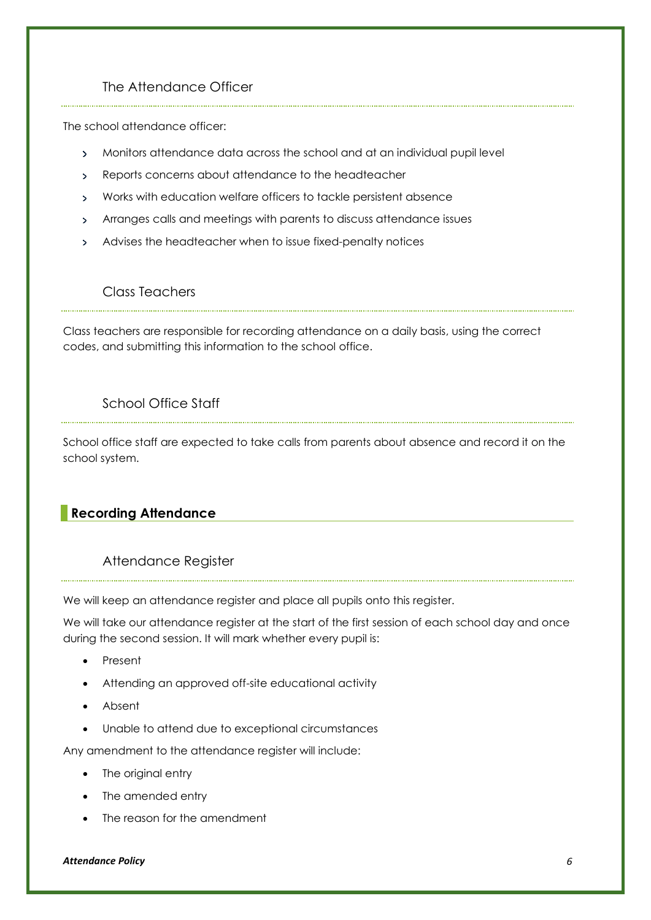### The Attendance Officer

The school attendance officer:

- Monitors attendance data across the school and at an individual pupil level
- Reports concerns about attendance to the headteacher
- Works with education welfare officers to tackle persistent absence
- Arranges calls and meetings with parents to discuss attendance issues
- Advises the headteacher when to issue fixed-penalty notices

### Class Teachers

Class teachers are responsible for recording attendance on a daily basis, using the correct codes, and submitting this information to the school office.

### School Office Staff

School office staff are expected to take calls from parents about absence and record it on the school system.

## Recording Attendance

### Attendance Register

We will keep an attendance register and place all pupils onto this register.

We will take our attendance register at the start of the first session of each school day and once during the second session. It will mark whether every pupil is:

- Present
- Attending an approved off-site educational activity
- Absent
- Unable to attend due to exceptional circumstances

Any amendment to the attendance register will include:

- The original entry
- The amended entry
- The reason for the amendment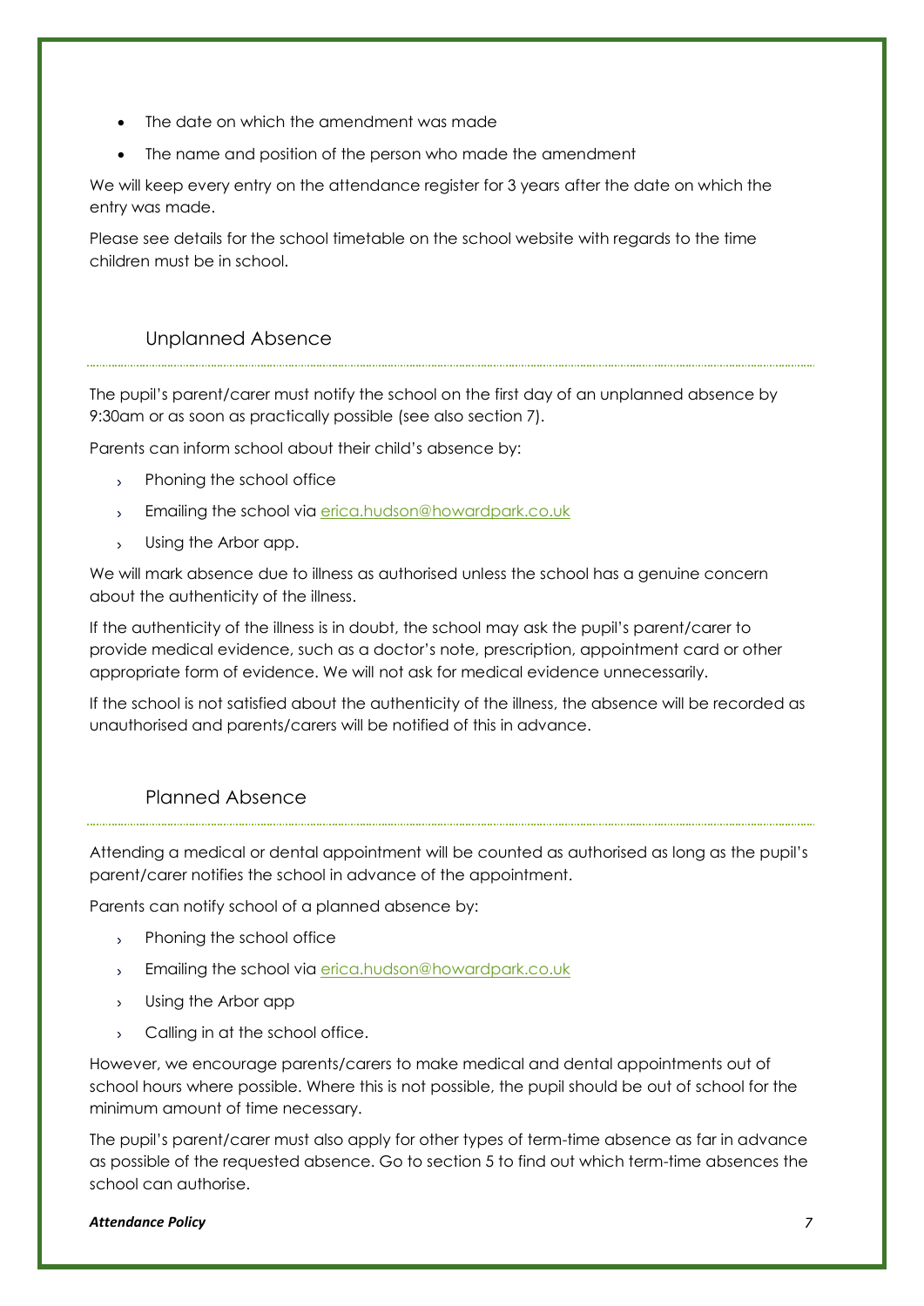- The date on which the amendment was made
- The name and position of the person who made the amendment

We will keep every entry on the attendance register for 3 years after the date on which the entry was made.

Please see details for the school timetable on the school website with regards to the time children must be in school.

## Unplanned Absence

The pupil's parent/carer must notify the school on the first day of an unplanned absence by 9:30am or as soon as practically possible (see also section 7).

Parents can inform school about their child's absence by:

- Phoning the school office
- Emailing the school via [erica.hudson@howardpark.co.uk](mailto:erica.hudson@howardpark.co.uk)
- Using the Arbor app.

We will mark absence due to illness as authorised unless the school has a genuine concern about the authenticity of the illness.

If the authenticity of the illness is in doubt, the school may ask the pupil's parent/carer to provide medical evidence, such as a doctor's note, prescription, appointment card or other appropriate form of evidence. We will not ask for medical evidence unnecessarily.

If the school is not satisfied about the authenticity of the illness, the absence will be recorded as unauthorised and parents/carers will be notified of this in advance.

## Planned Absence

Attending a medical or dental appointment will be counted as authorised as long as the pupil's parent/carer notifies the school in advance of the appointment.

Parents can notify school of a planned absence by:

- Phoning the school office
- Emailing the school via [erica.hudson@howardpark.co.uk](mailto:erica.hudson@howardpark.co.uk)
- Using the Arbor app
- Calling in at the school office.

However, we encourage parents/carers to make medical and dental appointments out of school hours where possible. Where this is not possible, the pupil should be out of school for the minimum amount of time necessary.

The pupil's parent/carer must also apply for other types of term-time absence as far in advance as possible of the requested absence. Go to section 5 to find out which term-time absences the school can authorise.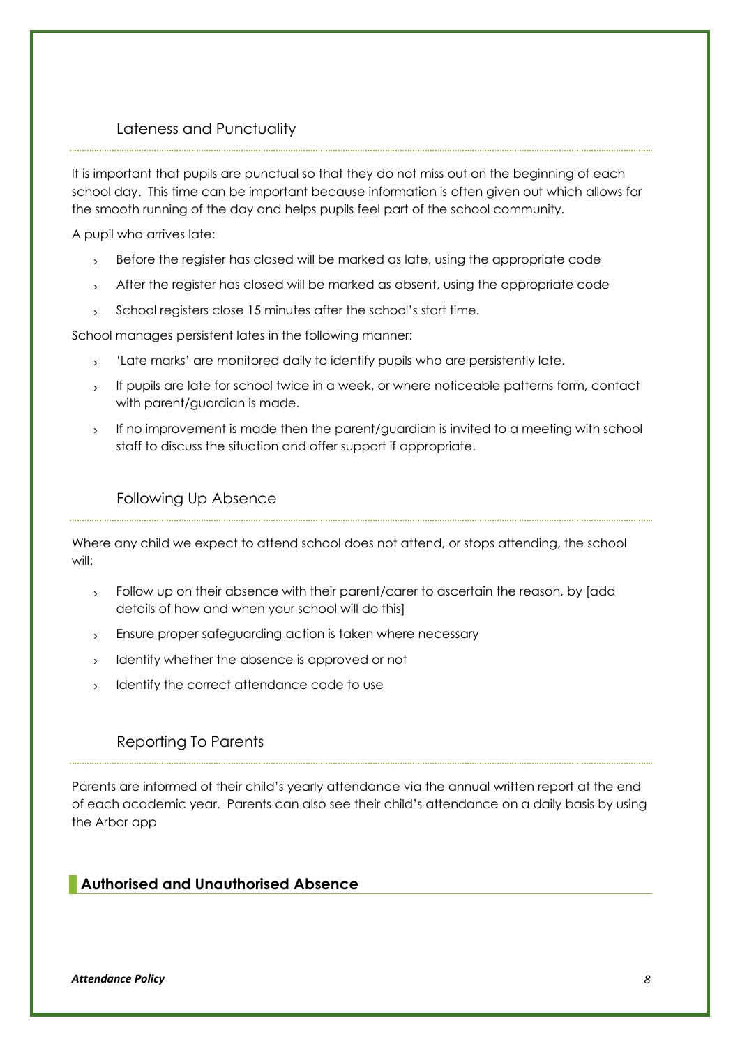### Lateness and Punctuality

It is important that pupils are punctual so that they do not miss out on the beginning of each school day. This time can be important because information is often given out which allows for the smooth running of the day and helps pupils feel part of the school community.

A pupil who arrives late:

- Before the register has closed will be marked as late, using the appropriate code
- After the register has closed will be marked as absent, using the appropriate code
- School registers close 15 minutes after the school's start time.

School manages persistent lates in the following manner:

- 'Late marks' are monitored daily to identify pupils who are persistently late.
- If pupils are late for school twice in a week, or where noticeable patterns form, contact with parent/guardian is made.
- If no improvement is made then the parent/guardian is invited to a meeting with school staff to discuss the situation and offer support if appropriate.

### Following Up Absence

Where any child we expect to attend school does not attend, or stops attending, the school will:

- Follow up on their absence with their parent/carer to ascertain the reason, by [add details of how and when your school will do this]
- Ensure proper safeguarding action is taken where necessary
- Identify whether the absence is approved or not
- Identify the correct attendance code to use

### Reporting To Parents

Parents are informed of their child's yearly attendance via the annual written report at the end of each academic year. Parents can also see their child's attendance on a daily basis by using the Arbor app

## Authorised and Unauthorised Absence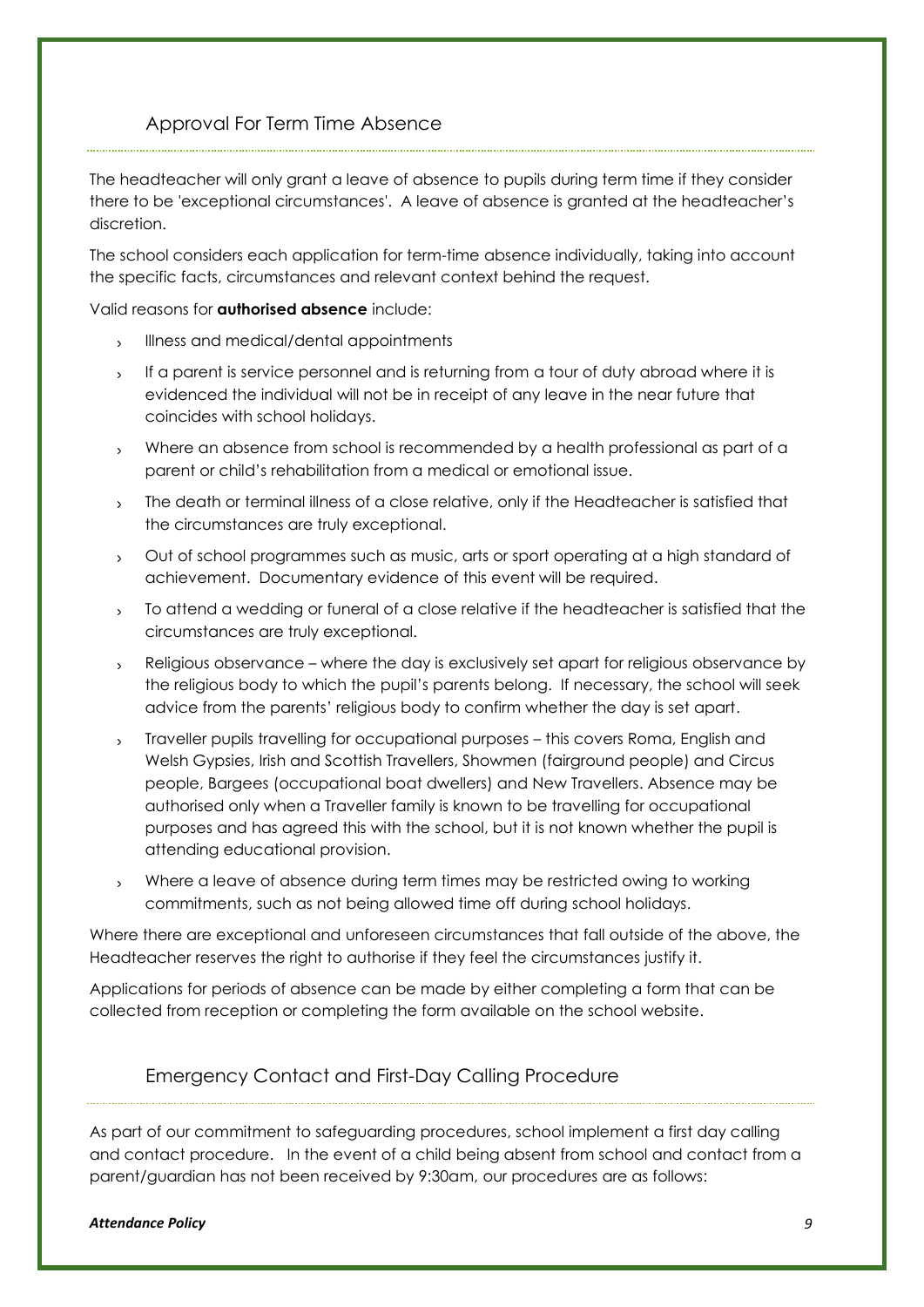## Approval For Term Time Absence

The headteacher will only grant a leave of absence to pupils during term time if they consider there to be 'exceptional circumstances'. A leave of absence is granted at the headteacher's discretion.

The school considers each application for term-time absence individually, taking into account the specific facts, circumstances and relevant context behind the request.

Valid reasons for **authorised absence** include:

- Illness and medical/dental appointments
- If a parent is service personnel and is returning from a tour of duty abroad where it is evidenced the individual will not be in receipt of any leave in the near future that coincides with school holidays.
- Where an absence from school is recommended by a health professional as part of a parent or child's rehabilitation from a medical or emotional issue.
- The death or terminal illness of a close relative, only if the Headteacher is satisfied that the circumstances are truly exceptional.
- Out of school programmes such as music, arts or sport operating at a high standard of achievement. Documentary evidence of this event will be required.
- To attend a wedding or funeral of a close relative if the headteacher is satisfied that the circumstances are truly exceptional.
- Religious observance – where the day is exclusively set apart for religious observance by the religious body to which the pupil's parents belong. If necessary, the school will seek advice from the parents' religious body to confirm whether the day is set apart.
- Traveller pupils travelling for occupational purposes – this covers Roma, English and Welsh Gypsies, Irish and Scottish Travellers, Showmen (fairground people) and Circus people, Bargees (occupational boat dwellers) and New Travellers. Absence may be authorised only when a Traveller family is known to be travelling for occupational purposes and has agreed this with the school, but it is not known whether the pupil is attending educational provision.
- Where a leave of absence during term times may be restricted owing to working commitments, such as not being allowed time off during school holidays.

Where there are exceptional and unforeseen circumstances that fall outside of the above, the Headteacher reserves the right to authorise if they feel the circumstances justify it.

Applications for periods of absence can be made by either completing a form that can be collected from reception or completing the form available on the school website.

## Emergency Contact and First-Day Calling Procedure

As part of our commitment to safeguarding procedures, school implement a first day calling and contact procedure. In the event of a child being absent from school and contact from a parent/guardian has not been received by 9:30am, our procedures are as follows: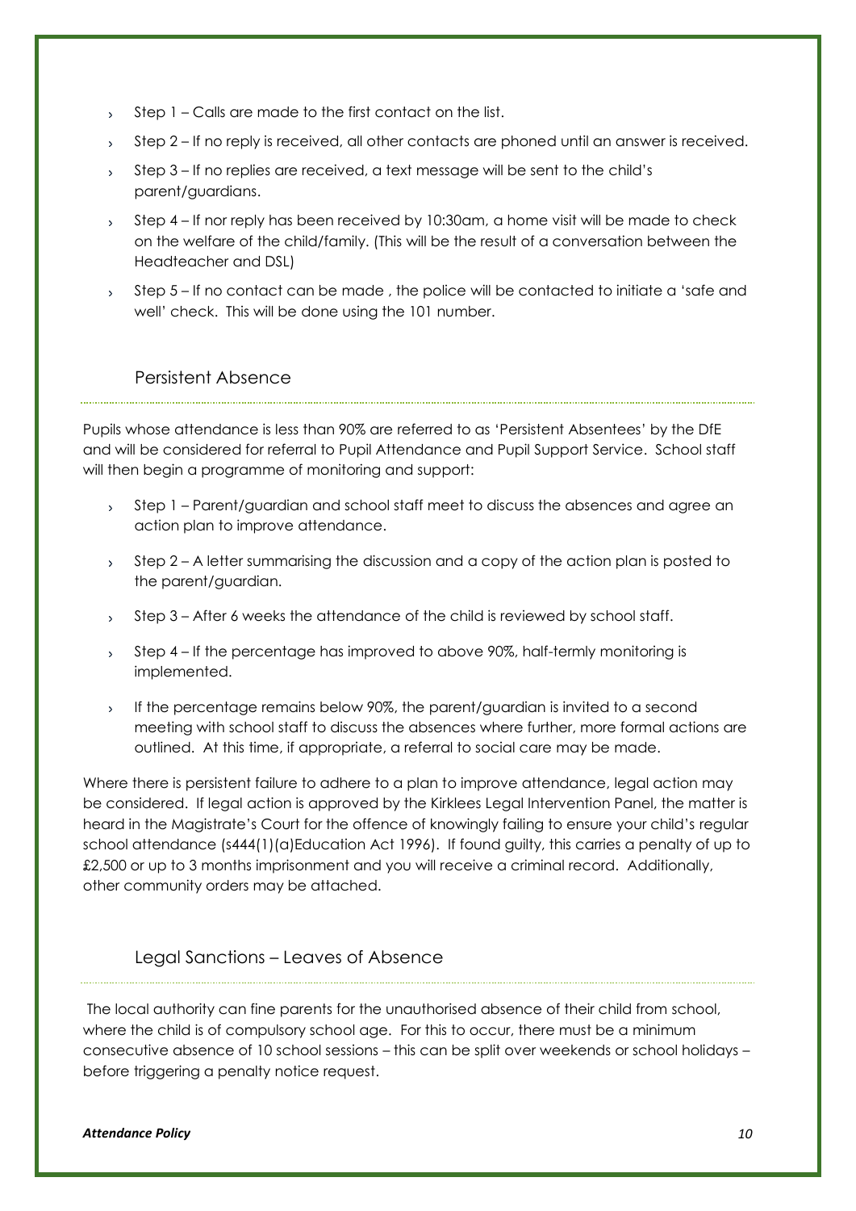- Step 1 – Calls are made to the first contact on the list.
- Step 2 – If no reply is received, all other contacts are phoned until an answer is received.
- Step 3 – If no replies are received, a text message will be sent to the child's parent/guardians.
- Step 4 – If nor reply has been received by 10:30am, a home visit will be made to check on the welfare of the child/family. (This will be the result of a conversation between the Headteacher and DSL)
- Step 5 – If no contact can be made , the police will be contacted to initiate a 'safe and well' check. This will be done using the 101 number.

## Persistent Absence

Pupils whose attendance is less than 90% are referred to as 'Persistent Absentees' by the DfE and will be considered for referral to Pupil Attendance and Pupil Support Service. School staff will then begin a programme of monitoring and support:

- Step 1 – Parent/guardian and school staff meet to discuss the absences and agree an action plan to improve attendance.
- Step 2 – A letter summarising the discussion and a copy of the action plan is posted to the parent/guardian.
- Step 3 – After 6 weeks the attendance of the child is reviewed by school staff.
- Step 4 – If the percentage has improved to above 90%, half-termly monitoring is implemented.
- If the percentage remains below 90%, the parent/guardian is invited to a second meeting with school staff to discuss the absences where further, more formal actions are outlined. At this time, if appropriate, a referral to social care may be made.

Where there is persistent failure to adhere to a plan to improve attendance, legal action may be considered. If legal action is approved by the Kirklees Legal Intervention Panel, the matter is heard in the Magistrate's Court for the offence of knowingly failing to ensure your child's regular school attendance (s444(1)(a)Education Act 1996). If found guilty, this carries a penalty of up to £2,500 or up to 3 months imprisonment and you will receive a criminal record. Additionally, other community orders may be attached.

## Legal Sanctions – Leaves of Absence

The local authority can fine parents for the unauthorised absence of their child from school, where the child is of compulsory school age. For this to occur, there must be a minimum consecutive absence of 10 school sessions – this can be split over weekends or school holidays – before triggering a penalty notice request.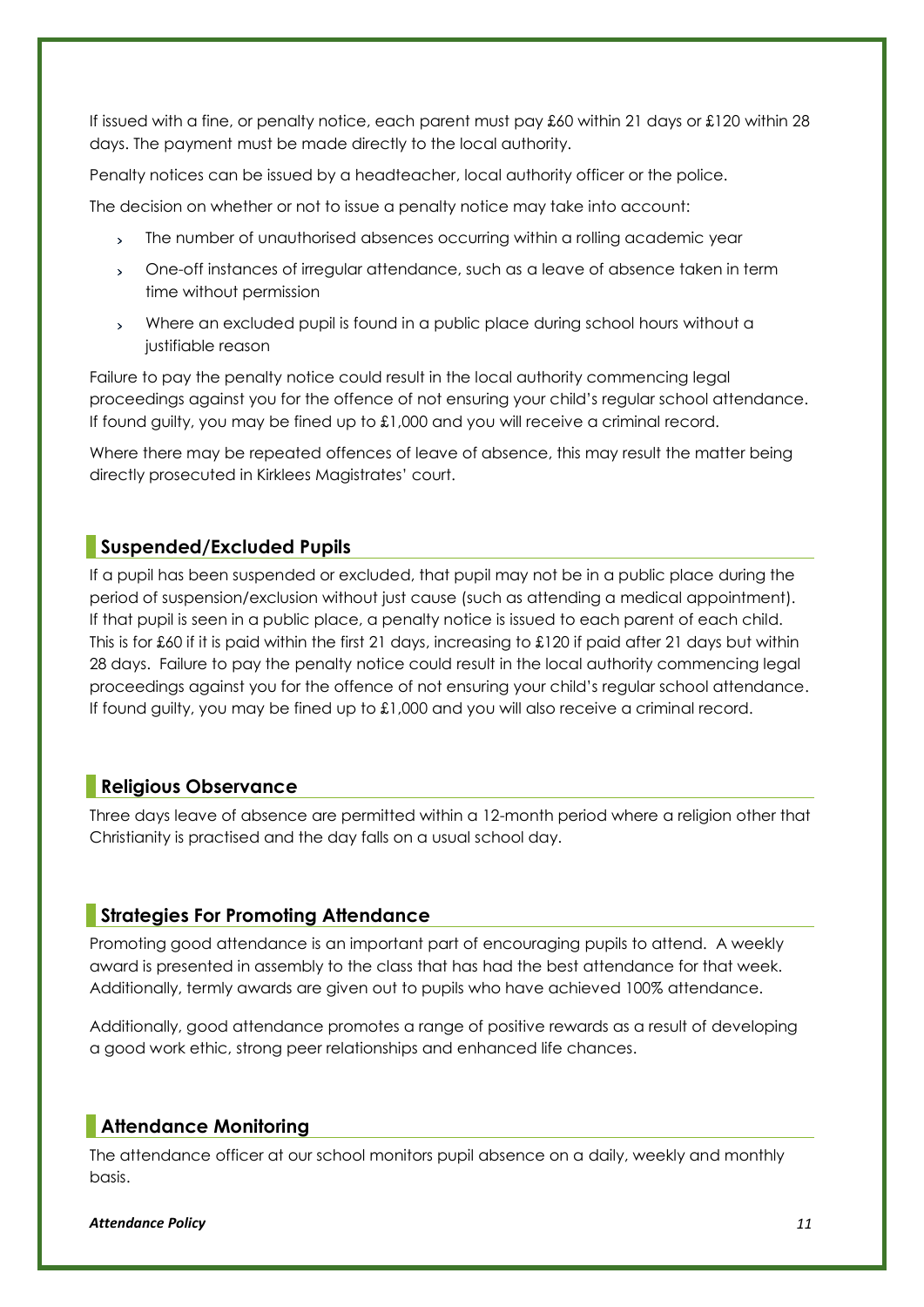If issued with a fine, or penalty notice, each parent must pay £60 within 21 days or £120 within 28 days. The payment must be made directly to the local authority.

Penalty notices can be issued by a headteacher, local authority officer or the police.

The decision on whether or not to issue a penalty notice may take into account:

- The number of unauthorised absences occurring within a rolling academic year
- One-off instances of irregular attendance, such as a leave of absence taken in term time without permission
- Where an excluded pupil is found in a public place during school hours without a justifiable reason

Failure to pay the penalty notice could result in the local authority commencing legal proceedings against you for the offence of not ensuring your child's regular school attendance. If found guilty, you may be fined up to £1,000 and you will receive a criminal record.

Where there may be repeated offences of leave of absence, this may result the matter being directly prosecuted in Kirklees Magistrates' court.

## Suspended/Excluded Pupils

If a pupil has been suspended or excluded, that pupil may not be in a public place during the period of suspension/exclusion without just cause (such as attending a medical appointment). If that pupil is seen in a public place, a penalty notice is issued to each parent of each child. This is for £60 if it is paid within the first 21 days, increasing to £120 if paid after 21 days but within 28 days. Failure to pay the penalty notice could result in the local authority commencing legal proceedings against you for the offence of not ensuring your child's regular school attendance. If found guilty, you may be fined up to £1,000 and you will also receive a criminal record.

## Religious Observance

Three days leave of absence are permitted within a 12-month period where a religion other that Christianity is practised and the day falls on a usual school day.

## Strategies For Promoting Attendance

Promoting good attendance is an important part of encouraging pupils to attend. A weekly award is presented in assembly to the class that has had the best attendance for that week. Additionally, termly awards are given out to pupils who have achieved 100% attendance.

Additionally, good attendance promotes a range of positive rewards as a result of developing a good work ethic, strong peer relationships and enhanced life chances.

## Attendance Monitoring

The attendance officer at our school monitors pupil absence on a daily, weekly and monthly basis.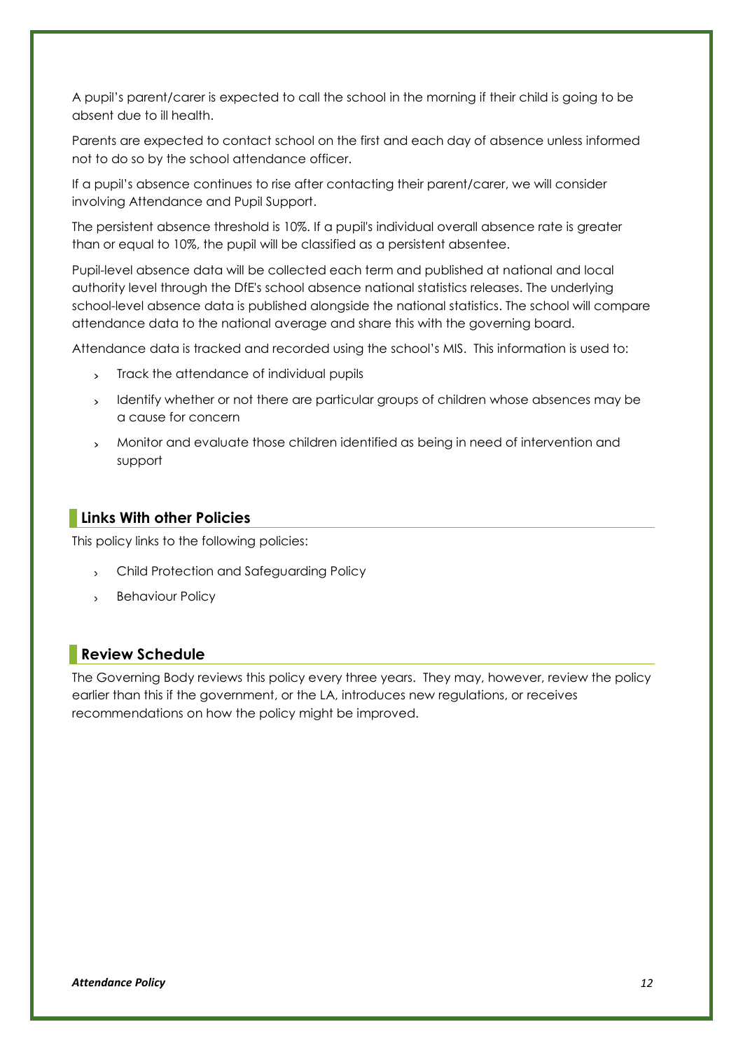A pupil's parent/carer is expected to call the school in the morning if their child is going to be absent due to ill health.

Parents are expected to contact school on the first and each day of absence unless informed not to do so by the school attendance officer.

If a pupil's absence continues to rise after contacting their parent/carer, we will consider involving Attendance and Pupil Support.

The persistent absence threshold is 10%. If a pupil's individual overall absence rate is greater than or equal to 10%, the pupil will be classified as a persistent absentee.

Pupil-level absence data will be collected each term and published at national and local authority level through the DfE's school absence national statistics releases. The underlying school-level absence data is published alongside the national statistics. The school will compare attendance data to the national average and share this with the governing board.

Attendance data is tracked and recorded using the school's MIS. This information is used to:

- Track the attendance of individual pupils
- Identify whether or not there are particular groups of children whose absences may be a cause for concern
- Monitor and evaluate those children identified as being in need of intervention and support

## Links With other Policies

This policy links to the following policies:

- Child Protection and Safeguarding Policy
- Behaviour Policy

## Review Schedule

The Governing Body reviews this policy every three years. They may, however, review the policy earlier than this if the government, or the LA, introduces new regulations, or receives recommendations on how the policy might be improved.